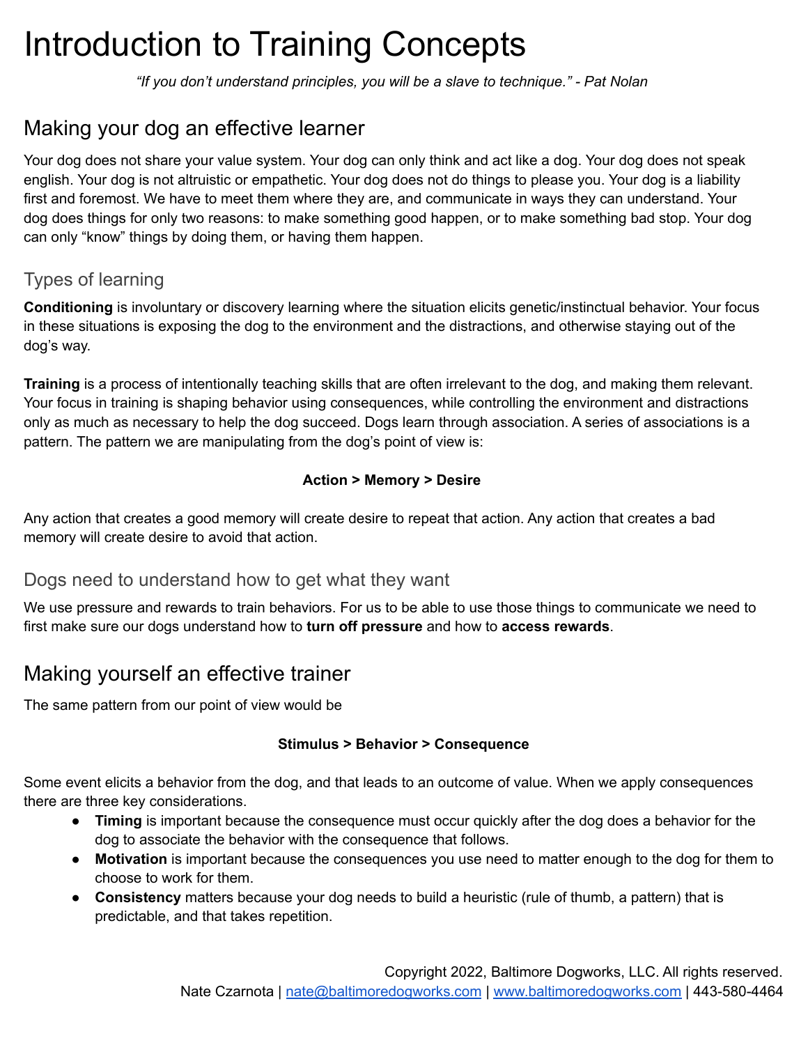# Introduction to Training Concepts

*"If you don't understand principles, you will be a slave to technique." - Pat Nolan*

## Making your dog an effective learner

Your dog does not share your value system. Your dog can only think and act like a dog. Your dog does not speak english. Your dog is not altruistic or empathetic. Your dog does not do things to please you. Your dog is a liability first and foremost. We have to meet them where they are, and communicate in ways they can understand. Your dog does things for only two reasons: to make something good happen, or to make something bad stop. Your dog can only "know" things by doing them, or having them happen.

### Types of learning

**Conditioning** is involuntary or discovery learning where the situation elicits genetic/instinctual behavior. Your focus in these situations is exposing the dog to the environment and the distractions, and otherwise staying out of the dog's way.

**Training** is a process of intentionally teaching skills that are often irrelevant to the dog, and making them relevant. Your focus in training is shaping behavior using consequences, while controlling the environment and distractions only as much as necessary to help the dog succeed. Dogs learn through association. A series of associations is a pattern. The pattern we are manipulating from the dog's point of view is:

**Action > Memory > Desire**

Any action that creates a good memory will create desire to repeat that action. Any action that creates a bad memory will create desire to avoid that action.

### Dogs need to understand how to get what they want

We use pressure and rewards to train behaviors. For us to be able to use those things to communicate we need to first make sure our dogs understand how to **turn off pressure** and how to **access rewards**.

## Making yourself an effective trainer

The same pattern from our point of view would be

**Stimulus > Behavior > Consequence**

Some event elicits a behavior from the dog, and that leads to an outcome of value. When we apply consequences there are three key considerations.

- **Timing** is important because the consequence must occur quickly after the dog does a behavior for the dog to associate the behavior with the consequence that follows.
- **Motivation** is important because the consequences you use need to matter enough to the dog for them to choose to work for them.
- **Consistency** matters because your dog needs to build a heuristic (rule of thumb, a pattern) that is predictable, and that takes repetition.

Copyright 2022, Baltimore Dogworks, LLC. All rights reserved.
Nate Czarnota | nate@baltimoredogworks.com | www.baltimoredogworks.com | 443-580-4464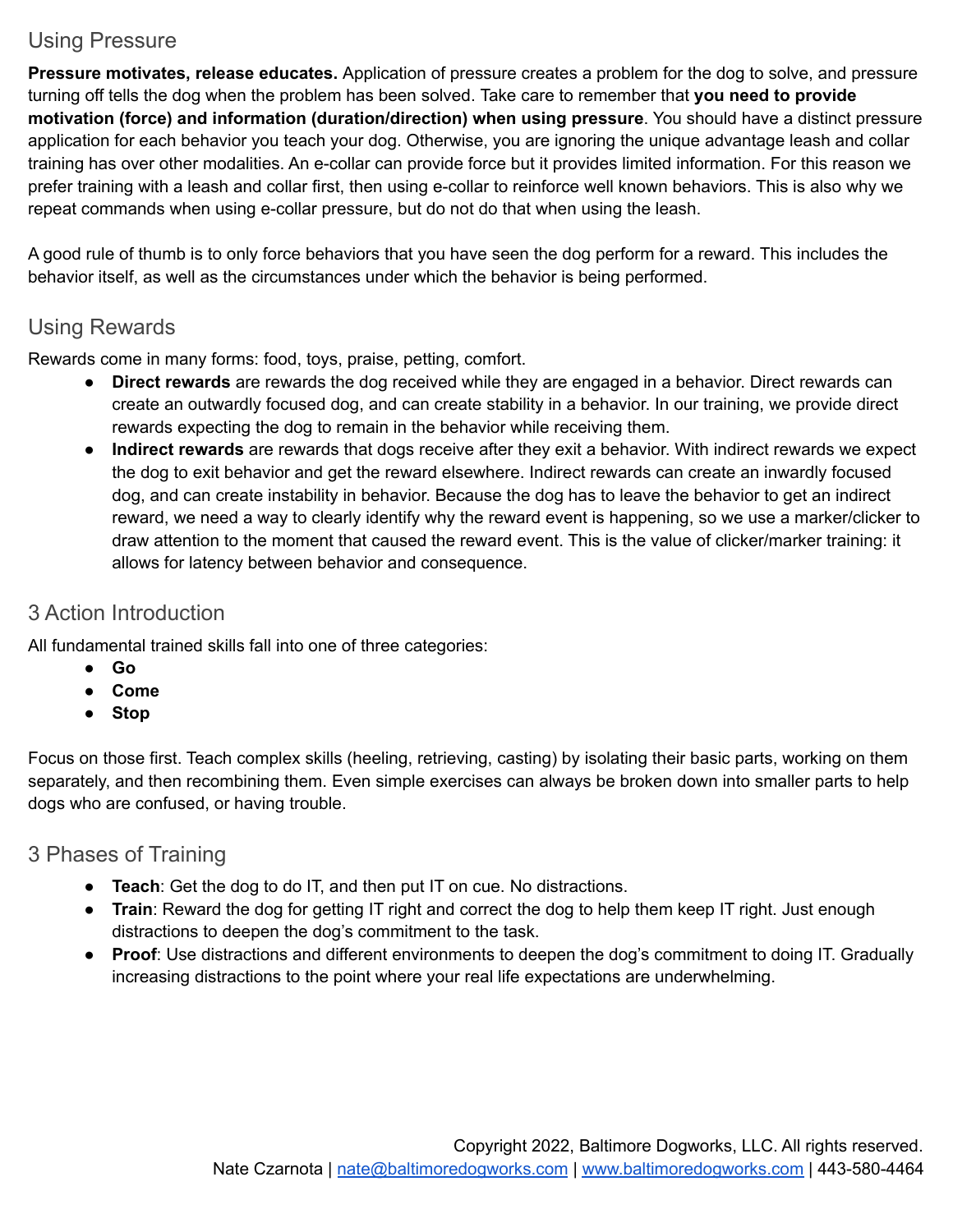## Using Pressure

**Pressure motivates, release educates.** Application of pressure creates a problem for the dog to solve, and pressure turning off tells the dog when the problem has been solved. Take care to remember that **you need to provide motivation (force) and information (duration/direction) when using pressure**. You should have a distinct pressure application for each behavior you teach your dog. Otherwise, you are ignoring the unique advantage leash and collar training has over other modalities. An e-collar can provide force but it provides limited information. For this reason we prefer training with a leash and collar first, then using e-collar to reinforce well known behaviors. This is also why we repeat commands when using e-collar pressure, but do not do that when using the leash.

A good rule of thumb is to only force behaviors that you have seen the dog perform for a reward. This includes the behavior itself, as well as the circumstances under which the behavior is being performed.

## Using Rewards

Rewards come in many forms: food, toys, praise, petting, comfort.

- **Direct rewards** are rewards the dog received while they are engaged in a behavior. Direct rewards can create an outwardly focused dog, and can create stability in a behavior. In our training, we provide direct rewards expecting the dog to remain in the behavior while receiving them.
- **Indirect rewards** are rewards that dogs receive after they exit a behavior. With indirect rewards we expect the dog to exit behavior and get the reward elsewhere. Indirect rewards can create an inwardly focused dog, and can create instability in behavior. Because the dog has to leave the behavior to get an indirect reward, we need a way to clearly identify why the reward event is happening, so we use a marker/clicker to draw attention to the moment that caused the reward event. This is the value of clicker/marker training: it allows for latency between behavior and consequence.

## 3 Action Introduction

All fundamental trained skills fall into one of three categories:

- **Go**
- **Come**
- **Stop**

Focus on those first. Teach complex skills (heeling, retrieving, casting) by isolating their basic parts, working on them separately, and then recombining them. Even simple exercises can always be broken down into smaller parts to help dogs who are confused, or having trouble.

## 3 Phases of Training

- **Teach**: Get the dog to do IT, and then put IT on cue. No distractions.
- **Train**: Reward the dog for getting IT right and correct the dog to help them keep IT right. Just enough distractions to deepen the dog's commitment to the task.
- **Proof**: Use distractions and different environments to deepen the dog's commitment to doing IT. Gradually increasing distractions to the point where your real life expectations are underwhelming.

Copyright 2022, Baltimore Dogworks, LLC. All rights reserved.
Nate Czarnota | nate@baltimoredogworks.com | www.baltimoredogworks.com | 443-580-4464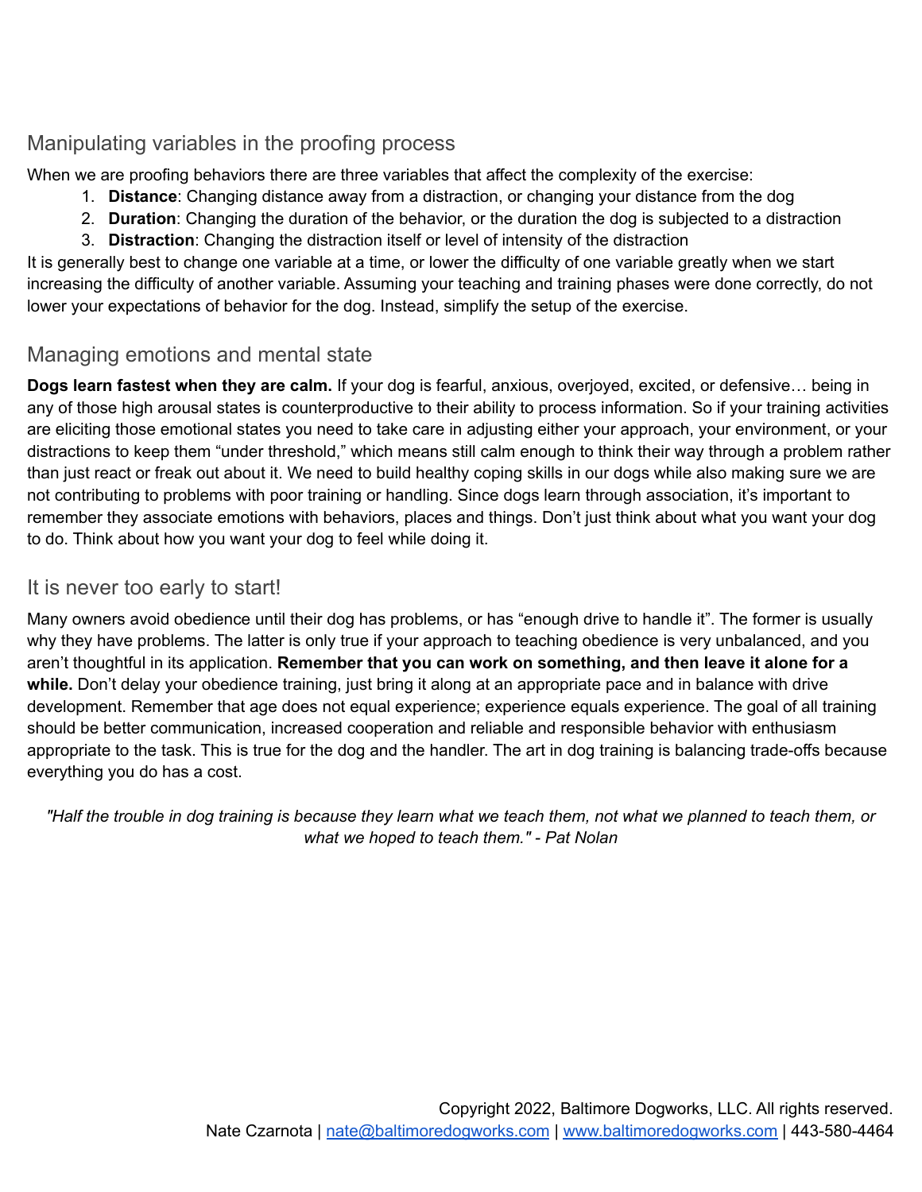## Manipulating variables in the proofing process

When we are proofing behaviors there are three variables that affect the complexity of the exercise:

1. **Distance**: Changing distance away from a distraction, or changing your distance from the dog
2. **Duration**: Changing the duration of the behavior, or the duration the dog is subjected to a distraction
3. **Distraction**: Changing the distraction itself or level of intensity of the distraction

It is generally best to change one variable at a time, or lower the difficulty of one variable greatly when we start increasing the difficulty of another variable. Assuming your teaching and training phases were done correctly, do not lower your expectations of behavior for the dog. Instead, simplify the setup of the exercise.

## Managing emotions and mental state

**Dogs learn fastest when they are calm.** If your dog is fearful, anxious, overjoyed, excited, or defensive… being in any of those high arousal states is counterproductive to their ability to process information. So if your training activities are eliciting those emotional states you need to take care in adjusting either your approach, your environment, or your distractions to keep them "under threshold," which means still calm enough to think their way through a problem rather than just react or freak out about it. We need to build healthy coping skills in our dogs while also making sure we are not contributing to problems with poor training or handling. Since dogs learn through association, it's important to remember they associate emotions with behaviors, places and things. Don't just think about what you want your dog to do. Think about how you want your dog to feel while doing it.

## It is never too early to start!

Many owners avoid obedience until their dog has problems, or has "enough drive to handle it". The former is usually why they have problems. The latter is only true if your approach to teaching obedience is very unbalanced, and you aren't thoughtful in its application. **Remember that you can work on something, and then leave it alone for a while.** Don't delay your obedience training, just bring it along at an appropriate pace and in balance with drive development. Remember that age does not equal experience; experience equals experience. The goal of all training should be better communication, increased cooperation and reliable and responsible behavior with enthusiasm appropriate to the task. This is true for the dog and the handler. The art in dog training is balancing trade-offs because everything you do has a cost.

*"Half the trouble in dog training is because they learn what we teach them, not what we planned to teach them, or what we hoped to teach them." - Pat Nolan*